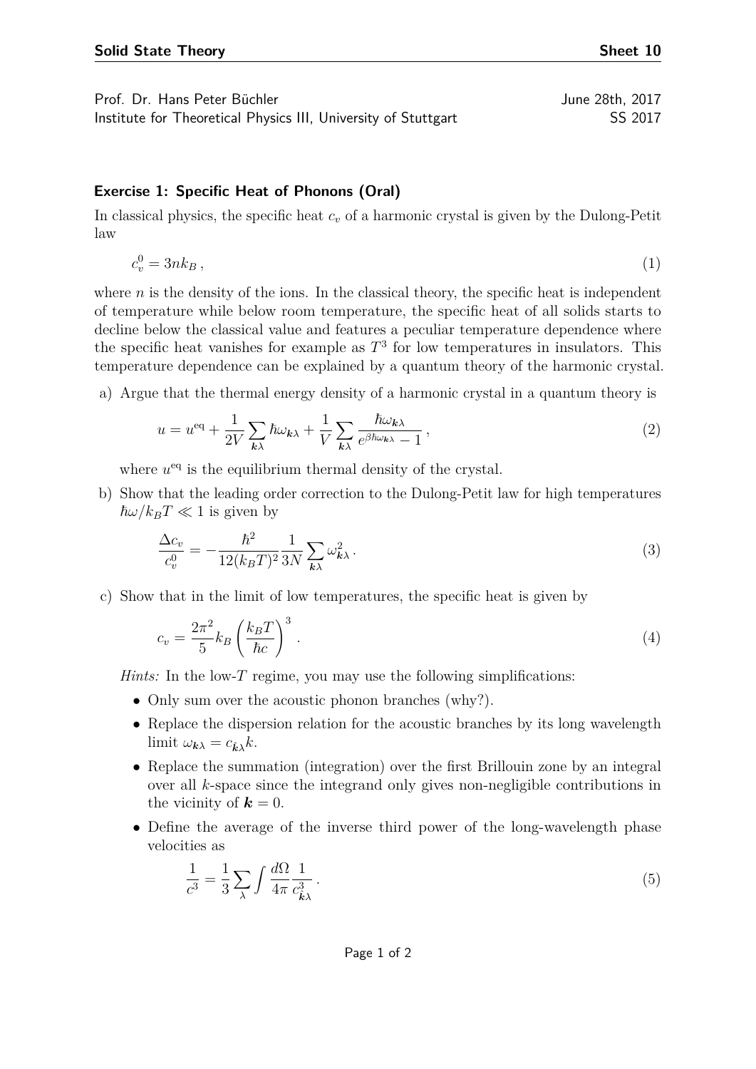**Solid State Theory** **Sheet 10**

Prof. Dr. Hans Peter Büchler June 28th, 2017
Institute for Theoretical Physics III, University of Stuttgart SS 2017

### Exercise 1: Specific Heat of Phonons (Oral)

In classical physics, the specific heat $c_v$ of a harmonic crystal is given by the Dulong-Petit law

$$c_v^0 = 3nk_B \,, \tag{1}$$

where $n$ is the density of the ions. In the classical theory, the specific heat is independent of temperature while below room temperature, the specific heat of all solids starts to decline below the classical value and features a peculiar temperature dependence where the specific heat vanishes for example as $T^3$ for low temperatures in insulators. This temperature dependence can be explained by a quantum theory of the harmonic crystal.

a) Argue that the thermal energy density of a harmonic crystal in a quantum theory is

$$u = u^{\text{eq}} + \frac{1}{2V}\sum_{\boldsymbol{k}\lambda} \hbar\omega_{\boldsymbol{k}\lambda} + \frac{1}{V}\sum_{\boldsymbol{k}\lambda} \frac{\hbar\omega_{\boldsymbol{k}\lambda}}{e^{\beta\hbar\omega_{\boldsymbol{k}\lambda}} - 1} \,, \tag{2}$$

where $u^{\text{eq}}$ is the equilibrium thermal density of the crystal.

b) Show that the leading order correction to the Dulong-Petit law for high temperatures $\hbar\omega/k_BT \ll 1$ is given by

$$\frac{\Delta c_v}{c_v^0} = -\frac{\hbar^2}{12(k_BT)^2}\frac{1}{3N}\sum_{\boldsymbol{k}\lambda} \omega_{\boldsymbol{k}\lambda}^2 \,. \tag{3}$$

c) Show that in the limit of low temperatures, the specific heat is given by

$$c_v = \frac{2\pi^2}{5} k_B \left(\frac{k_BT}{\hbar c}\right)^3 . \tag{4}$$

*Hints:* In the low-$T$ regime, you may use the following simplifications:

- Only sum over the acoustic phonon branches (why?).
- Replace the dispersion relation for the acoustic branches by its long wavelength limit $\omega_{\boldsymbol{k}\lambda} = c_{\hat{\boldsymbol{k}}\lambda} k$.
- Replace the summation (integration) over the first Brillouin zone by an integral over all $k$-space since the integrand only gives non-negligible contributions in the vicinity of $\boldsymbol{k} = 0$.
- Define the average of the inverse third power of the long-wavelength phase velocities as

$$\frac{1}{c^3} = \frac{1}{3}\sum_{\lambda}\int \frac{d\Omega}{4\pi}\frac{1}{c_{\hat{\boldsymbol{k}}\lambda}^3} \,. \tag{5}$$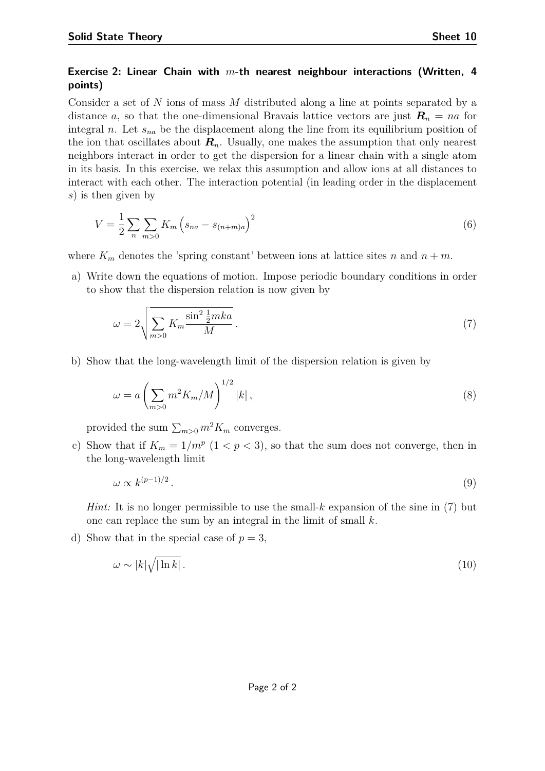### Exercise 2: Linear Chain with $m$-th nearest neighbour interactions (Written, 4 points)

Consider a set of $N$ ions of mass $M$ distributed along a line at points separated by a distance $a$, so that the one-dimensional Bravais lattice vectors are just $\boldsymbol{R}_n = na$ for integral $n$. Let $s_{na}$ be the displacement along the line from its equilibrium position of the ion that oscillates about $\boldsymbol{R}_n$. Usually, one makes the assumption that only nearest neighbors interact in order to get the dispersion for a linear chain with a single atom in its basis. In this exercise, we relax this assumption and allow ions at all distances to interact with each other. The interaction potential (in leading order in the displacement $s$) is then given by

$$V = \frac{1}{2} \sum_n \sum_{m>0} K_m \left( s_{na} - s_{(n+m)a} \right)^2 \tag{6}$$

where $K_m$ denotes the 'spring constant' between ions at lattice sites $n$ and $n+m$.

a) Write down the equations of motion. Impose periodic boundary conditions in order to show that the dispersion relation is now given by

$$\omega = 2 \sqrt{\sum_{m>0} K_m \frac{\sin^2 \frac{1}{2} mka}{M}} \,. \tag{7}$$

b) Show that the long-wavelength limit of the dispersion relation is given by

$$\omega = a \left( \sum_{m>0} m^2 K_m / M \right)^{1/2} |k| \,, \tag{8}$$

provided the sum $\sum_{m>0} m^2 K_m$ converges.

c) Show that if $K_m = 1/m^p$ $(1 < p < 3)$, so that the sum does not converge, then in the long-wavelength limit

$$\omega \propto k^{(p-1)/2} \,. \tag{9}$$

*Hint:* It is no longer permissible to use the small-$k$ expansion of the sine in (7) but one can replace the sum by an integral in the limit of small $k$.

d) Show that in the special case of $p = 3$,

$$\omega \sim |k| \sqrt{|\ln k|} \,. \tag{10}$$